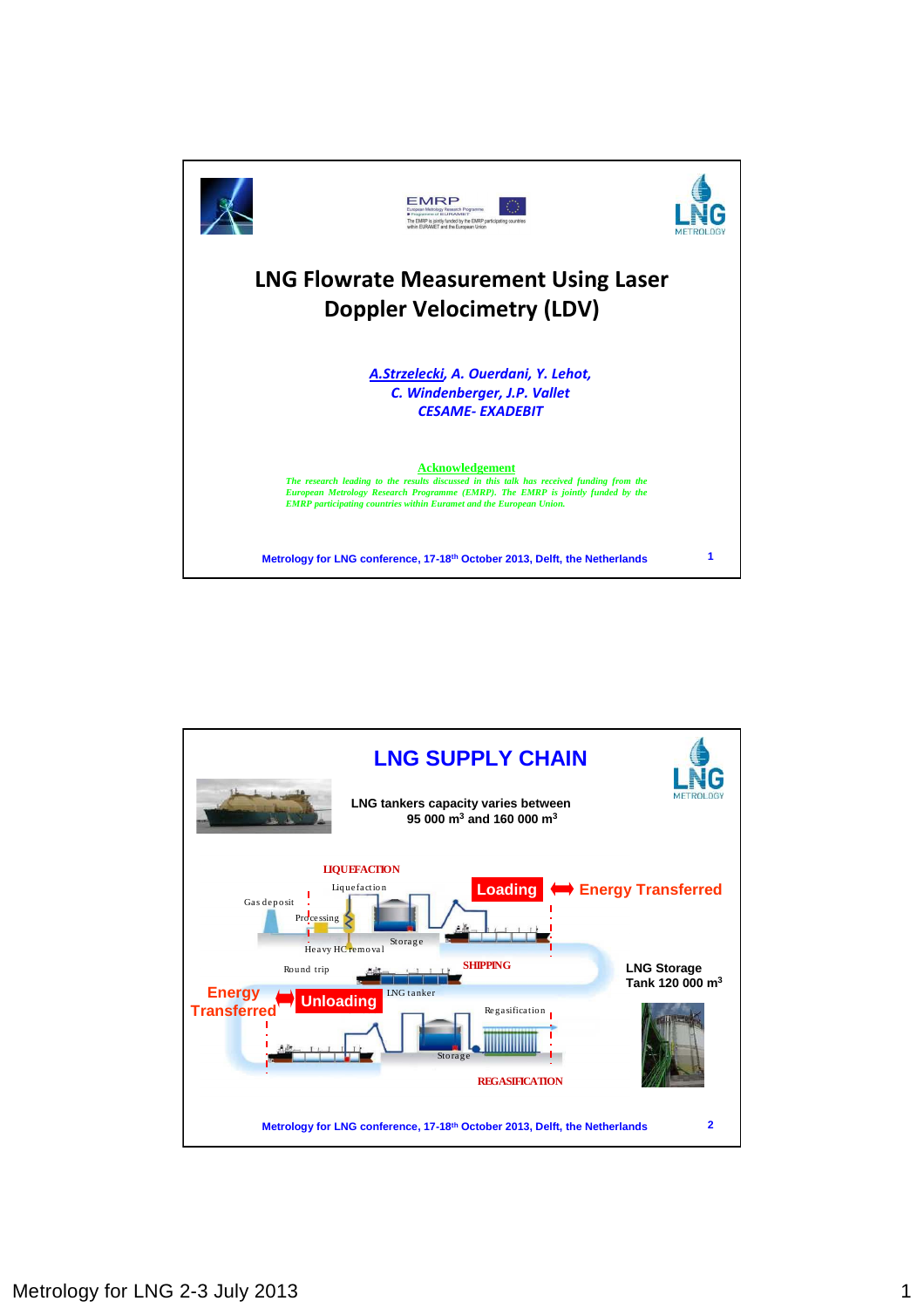# LNG Flowrate Measurement Using Laser Doppler Velocimetry (LDV)

*A.Strzelecki, A. Ouerdani, Y. Lehot,*
*C. Windenberger, J.P. Vallet*
*CESAME- EXADEBIT*

**Acknowledgement**

*The research leading to the results discussed in this talk has received funding from the European Metrology Research Programme (EMRP). The EMRP is jointly funded by the EMRP participating countries within Euramet and the European Union.*

Metrology for LNG conference, 17-18th October 2013, Delft, the Netherlands

---

## LNG SUPPLY CHAIN

LNG tankers capacity varies between 95 000 $m^3$ and 160 000 $m^3$

LIQUEFACTION

Liquefaction

Gas deposit

Processing

Heavy HC removal

Storage

Loading ⟺ Energy Transferred

SHIPPING

Round trip

LNG tanker

LNG Storage Tank 120 000 $m^3$

Energy Transferred ⟺ Unloading

Regasification

Storage

REGASIFICATION

Metrology for LNG conference, 17-18th October 2013, Delft, the Netherlands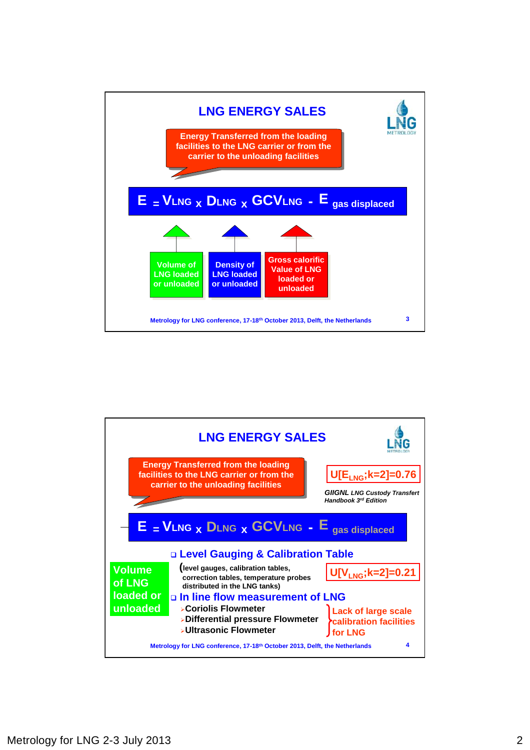## LNG ENERGY SALES

**Energy Transferred from the loading facilities to the LNG carrier or from the carrier to the unloading facilities**

$$E = V_{LNG} \times D_{LNG} \times GCV_{LNG} - E_{gas\ displaced}$$

- **Volume of LNG loaded or unloaded**
- **Density of LNG loaded or unloaded**
- **Gross calorific Value of LNG loaded or unloaded**

---

## LNG ENERGY SALES

**Energy Transferred from the loading facilities to the LNG carrier or from the carrier to the unloading facilities**

**$U[E_{LNG};k=2]=0.76$**

*GIIGNL LNG Custody Transfert Handbook 3rd Edition*

$$E = V_{LNG} \times D_{LNG} \times GCV_{LNG} - E_{gas\ displaced}$$

**Volume of LNG loaded or unloaded**

- **Level Gauging & Calibration Table**

  (level gauges, calibration tables, correction tables, temperature probes distributed in the LNG tanks)

  **$U[V_{LNG};k=2]=0.21$**

- **In line flow measurement of LNG**
  - Coriolis Flowmeter
  - Differential pressure Flowmeter
  - Ultrasonic Flowmeter

  Lack of large scale calibration facilities for LNG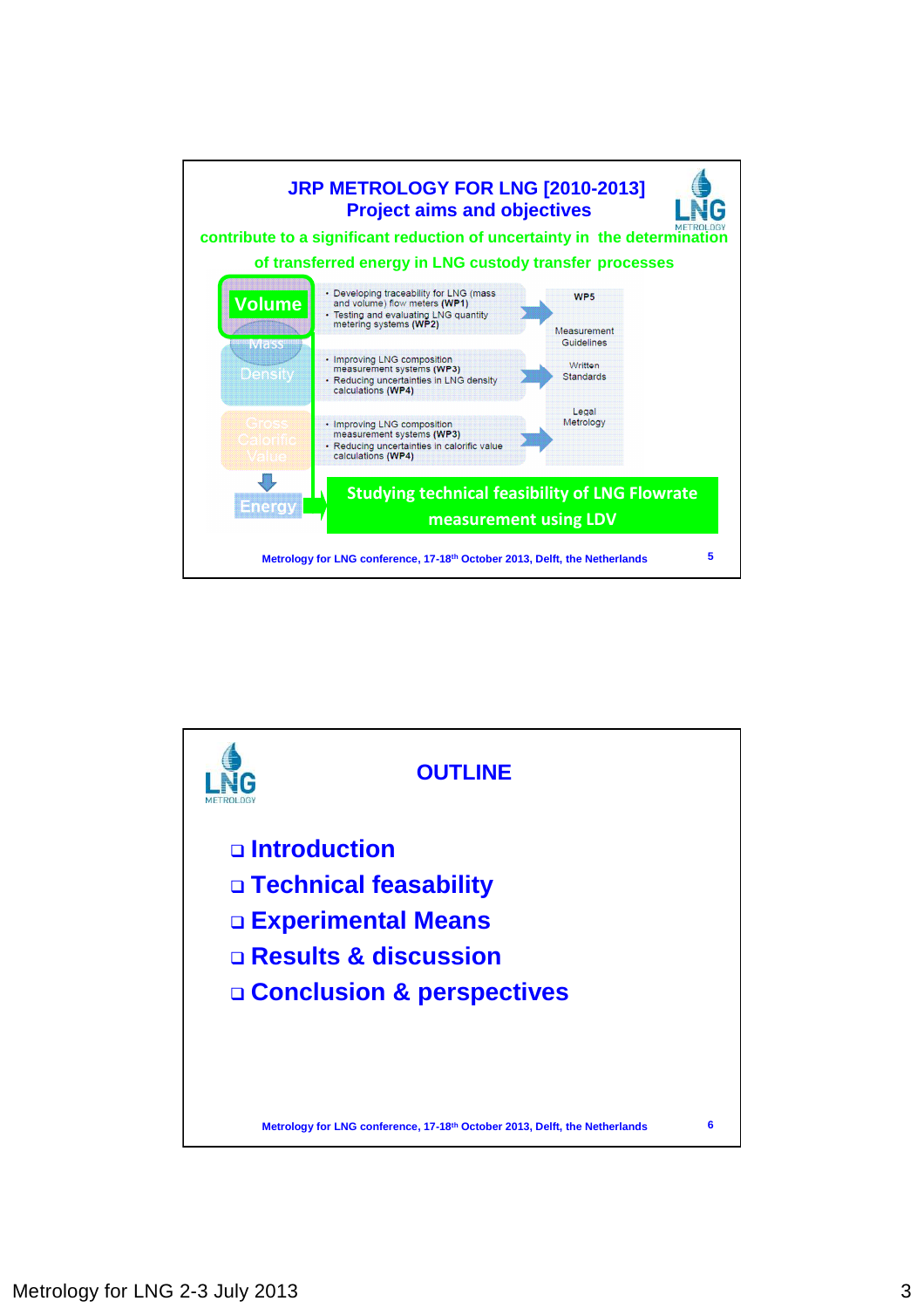## JRP METROLOGY FOR LNG [2010-2013]
### Project aims and objectives

**contribute to a significant reduction of uncertainty in the determination of transferred energy in LNG custody transfer processes**

- **Volume**
- Mass
- Density
- Gross Calorific Value
- Energy

- Developing traceability for LNG (mass and volume) flow meters **(WP1)**
- Testing and evaluating LNG quantity metering systems **(WP2)**

- Improving LNG composition measurement systems **(WP3)**
- Reducing uncertainties in LNG density calculations **(WP4)**

- Improving LNG composition measurement systems **(WP3)**
- Reducing uncertainties in calorific value calculations **(WP4)**

**WP5**

Measurement Guidelines

Written Standards

Legal Metrology

**Studying technical feasibility of LNG Flowrate measurement using LDV**

Metrology for LNG conference, 17-18th October 2013, Delft, the Netherlands

---

## OUTLINE

- **Introduction**
- **Technical feasability**
- **Experimental Means**
- **Results & discussion**
- **Conclusion & perspectives**

Metrology for LNG conference, 17-18th October 2013, Delft, the Netherlands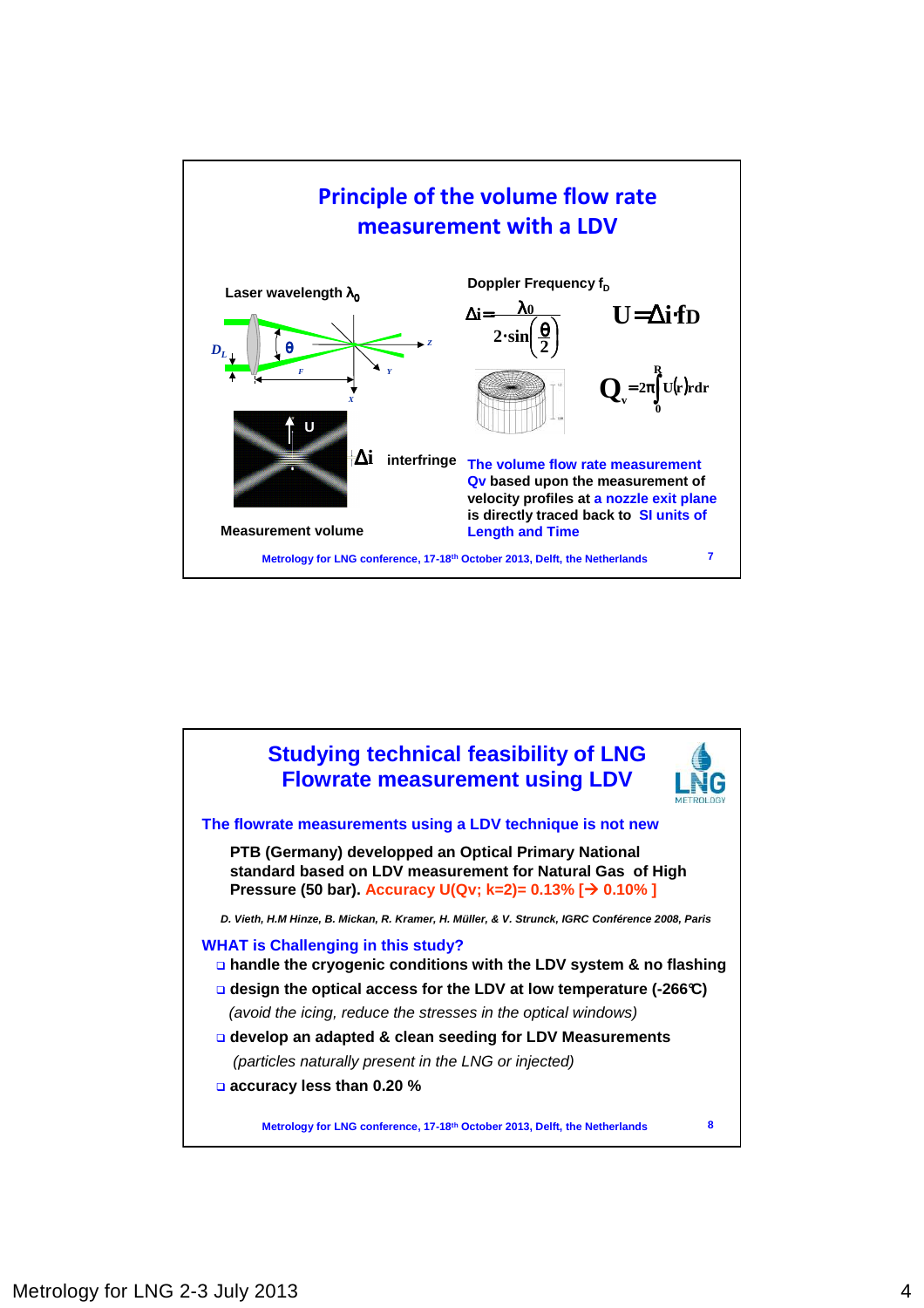## Principle of the volume flow rate measurement with a LDV

Laser wavelength $\lambda_0$

Doppler Frequency $f_D$

$$\Delta i = \frac{\lambda_0}{2 \cdot \sin\left(\frac{\theta}{2}\right)}$$

$$U = \Delta i \cdot f_D$$

$$Q_v = 2\pi \int_0^R U(r) r dr$$

$\Delta i$ interfringe

Measurement volume

The volume flow rate measurement Qv based upon the measurement of velocity profiles at a nozzle exit plane is directly traced back to SI units of Length and Time

Metrology for LNG conference, 17-18th October 2013, Delft, the Netherlands

## Studying technical feasibility of LNG Flowrate measurement using LDV

**The flowrate measurements using a LDV technique is not new**

**PTB (Germany) developped an Optical Primary National standard based on LDV measurement for Natural Gas of High Pressure (50 bar). Accuracy U(Qv; k=2)= 0.13% [→ 0.10% ]**

*D. Vieth, H.M Hinze, B. Mickan, R. Kramer, H. Müller, & V. Strunck, IGRC Conférence 2008, Paris*

**WHAT is Challenging in this study?**

- **handle the cryogenic conditions with the LDV system & no flashing**
- **design the optical access for the LDV at low temperature (-266°C)**
  *(avoid the icing, reduce the stresses in the optical windows)*
- **develop an adapted & clean seeding for LDV Measurements**
  *(particles naturally present in the LNG or injected)*
- **accuracy less than 0.20 %**

Metrology for LNG conference, 17-18th October 2013, Delft, the Netherlands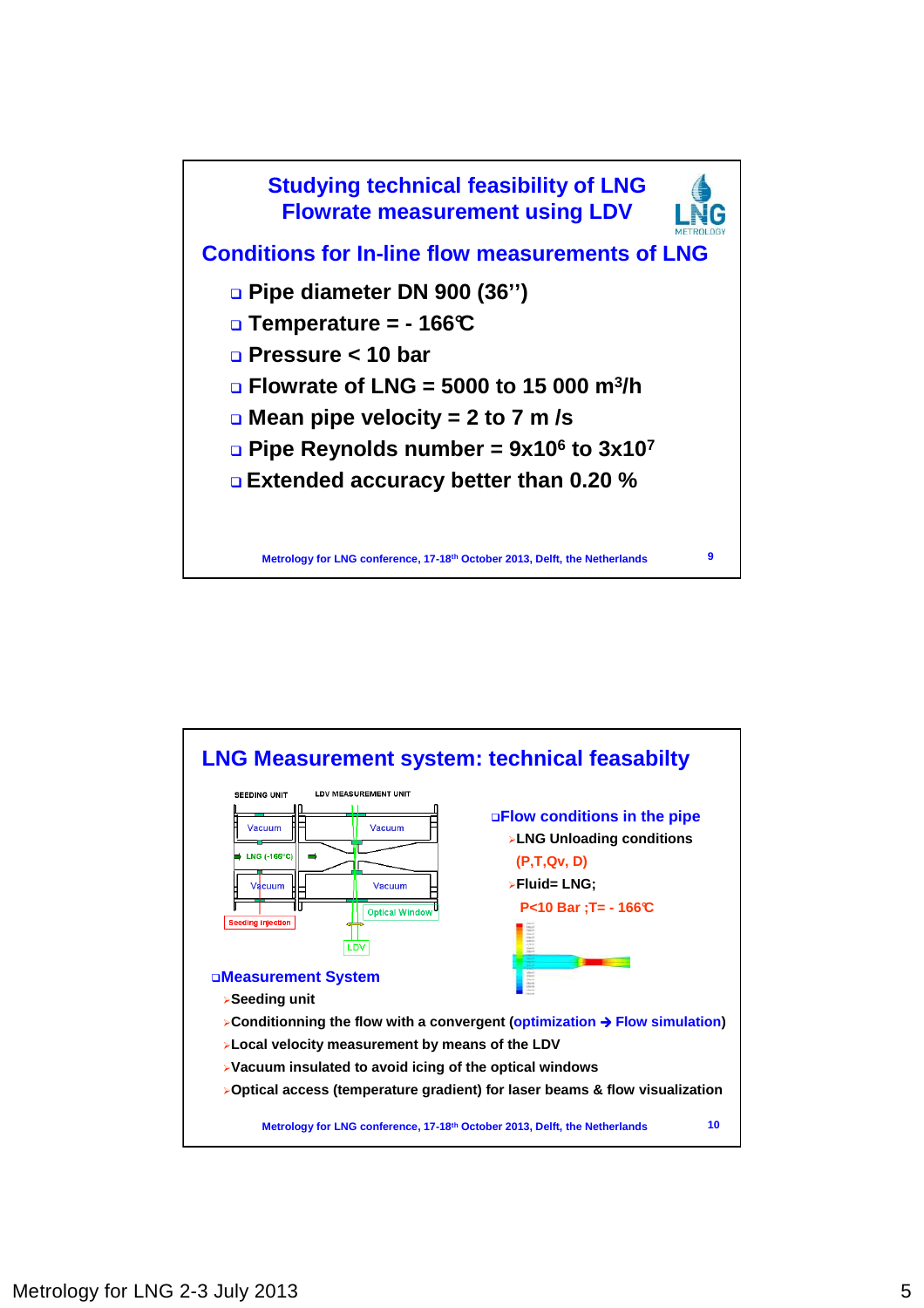## Studying technical feasibility of LNG Flowrate measurement using LDV

### Conditions for In-line flow measurements of LNG

- Pipe diameter DN 900 (36'')
- Temperature = - 166℃
- Pressure < 10 bar
- Flowrate of LNG = 5000 to 15 000 $m^3/h$
- Mean pipe velocity = 2 to 7 m /s
- Pipe Reynolds number = $9x10^6$ to $3x10^7$
- Extended accuracy better than 0.20 %

Metrology for LNG conference, 17-18th October 2013, Delft, the Netherlands

## LNG Measurement system: technical feasabilty

SEEDING UNIT | LDV MEASUREMENT UNIT | Vacuum | Vacuum | LNG (-166°C) | Vacuum | Vacuum | Optical Window | Seeding injection | LDV

- **Flow conditions in the pipe**
  - LNG Unloading conditions (P,T,Qv, D)
  - Fluid= LNG; P<10 Bar ;T= - 166℃

- **Measurement System**
  - Seeding unit
  - Conditionning the flow with a convergent (optimization → Flow simulation)
  - Local velocity measurement by means of the LDV
  - Vacuum insulated to avoid icing of the optical windows
  - Optical access (temperature gradient) for laser beams & flow visualization

Metrology for LNG conference, 17-18th October 2013, Delft, the Netherlands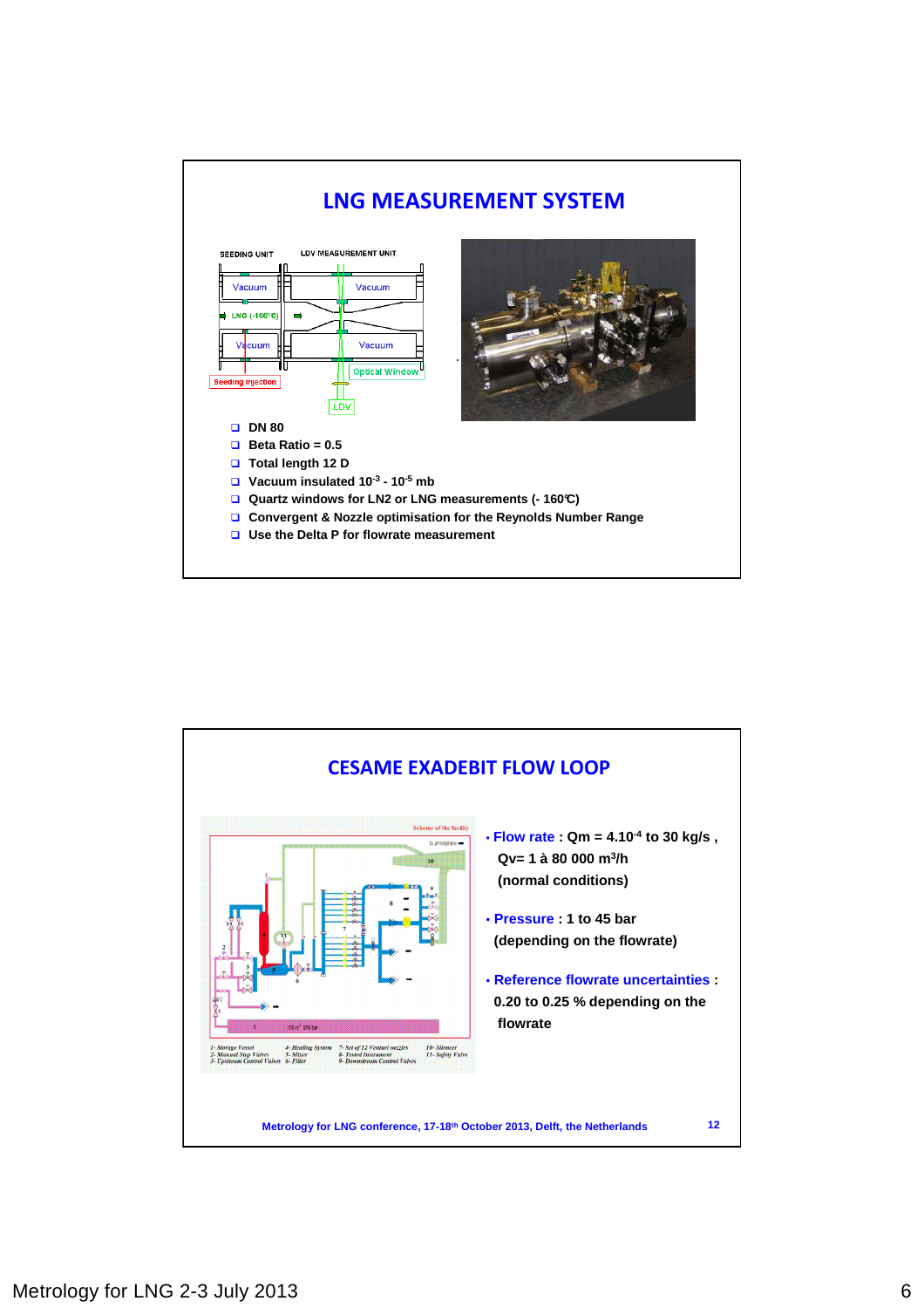# LNG MEASUREMENT SYSTEM

- DN 80
- Beta Ratio = 0.5
- Total length 12 D
- Vacuum insulated $10^{-3}$ - $10^{-5}$ mb
- Quartz windows for LN2 or LNG measurements (- 160℃)
- Convergent & Nozzle optimisation for the Reynolds Number Range
- Use the Delta P for flowrate measurement

# CESAME EXADEBIT FLOW LOOP

- **Flow rate** : Qm = $4.10^{-4}$ to 30 kg/s , Qv= 1 à 80 000 m³/h (normal conditions)
- **Pressure** : 1 to 45 bar (depending on the flowrate)
- **Reference flowrate uncertainties** : 0.20 to 0.25 % depending on the flowrate

Metrology for LNG conference, 17-18th October 2013, Delft, the Netherlands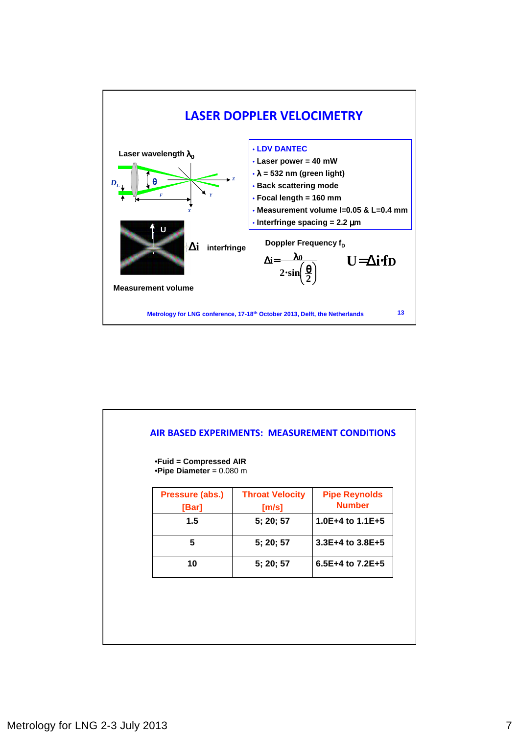## LASER DOPPLER VELOCIMETRY

Laser wavelength $\lambda_0$

$D_L$ — $\theta$ — F — X — Y — Z

U — $\Delta i$ interfringe

Measurement volume

- LDV DANTEC
- Laser power = 40 mW
- $\lambda$ = 532 nm (green light)
- Back scattering mode
- Focal length = 160 mm
- Measurement volume l=0.05 & L=0.4 mm
- Interfringe spacing = 2.2 µm

Doppler Frequency $f_D$

$$\Delta i = \frac{\lambda_0}{2 \cdot \sin\left(\frac{\theta}{2}\right)}$$

$$U = \Delta i \cdot f_D$$

Metrology for LNG conference, 17-18th October 2013, Delft, the Netherlands

## AIR BASED EXPERIMENTS: MEASUREMENT CONDITIONS

- **Fuid = Compressed AIR**
- **Pipe Diameter** = 0.080 m

| Pressure (abs.) [Bar] | Throat Velocity [m/s] | Pipe Reynolds Number |
|---|---|---|
| 1.5 | 5; 20; 57 | 1.0E+4 to 1.1E+5 |
| 5 | 5; 20; 57 | 3.3E+4 to 3.8E+5 |
| 10 | 5; 20; 57 | 6.5E+4 to 7.2E+5 |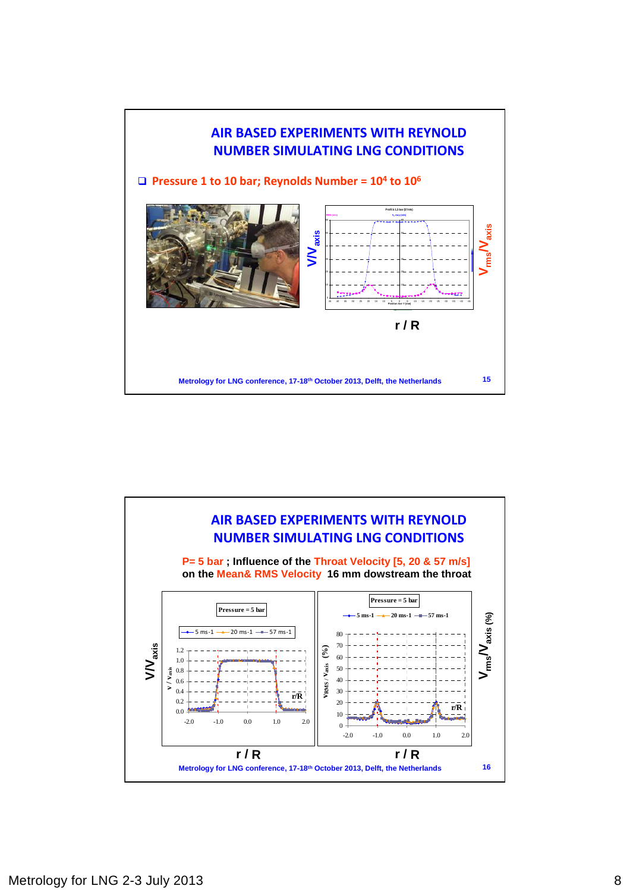## AIR BASED EXPERIMENTS WITH REYNOLD NUMBER SIMULATING LNG CONDITIONS

- Pressure 1 to 10 bar; Reynolds Number = $10^4$ to $10^6$

$V/V_{axis}$

$V_{rms}/V_{axis}$

r / R

Metrology for LNG conference, 17-18th October 2013, Delft, the Netherlands

## AIR BASED EXPERIMENTS WITH REYNOLD NUMBER SIMULATING LNG CONDITIONS

P= 5 bar ; Influence of the Throat Velocity [5, 20 & 57 m/s] on the Mean& RMS Velocity 16 mm dowstream the throat

Pressure = 5 bar

5 ms-1 — 20 ms-1 — 57 ms-1

$V/V_{axis}$

$V_{rms}/V_{axis}$ (%)

r / R

r / R

Metrology for LNG conference, 17-18th October 2013, Delft, the Netherlands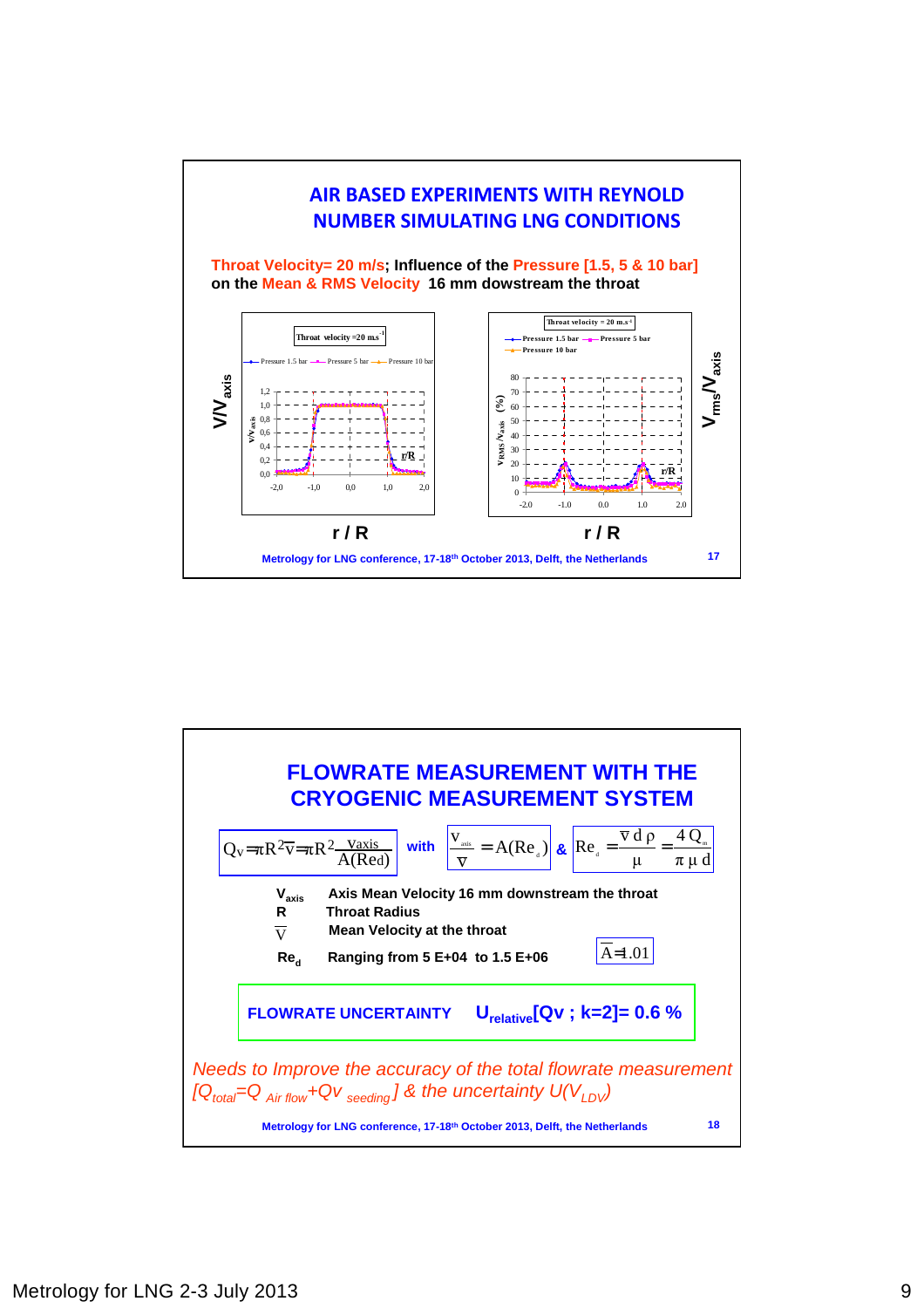## AIR BASED EXPERIMENTS WITH REYNOLD NUMBER SIMULATING LNG CONDITIONS

**Throat Velocity= 20 m/s; Influence of the Pressure [1.5, 5 & 10 bar] on the Mean & RMS Velocity 16 mm dowstream the throat**

Throat velocity =20 m.s$^{-1}$

Pressure 1.5 bar — Pressure 5 bar — Pressure 10 bar

$V/V_{axis}$ vs r / R

Throat velocity = 20 m.s$^{-1}$

Pressure 1.5 bar — Pressure 5 bar — Pressure 10 bar

$V_{rms}/V_{axis}$ vs r / R

Metrology for LNG conference, 17-18[th] October 2013, Delft, the Netherlands

## FLOWRATE MEASUREMENT WITH THE CRYOGENIC MEASUREMENT SYSTEM

$$Q_V = \pi R^2 \overline{V} = \pi R^2 \frac{V_{axis}}{A(Re_d)} \quad \text{with} \quad \frac{V_{axis}}{\overline{V}} = A(Re_d) \quad \& \quad Re_d = \frac{\overline{V}\, d\, \rho}{\mu} = \frac{4\, Q_m}{\pi\, \mu\, d}$$

- $V_{axis}$ Axis Mean Velocity 16 mm downstream the throat
- $R$ Throat Radius
- $\overline{V}$ Mean Velocity at the throat
- $Re_d$ Ranging from 5 E+04 to 1.5 E+06

$A = 1.01$

**FLOWRATE UNCERTAINTY** $U_{relative}[Qv\ ;\ k=2] = 0.6\ \%$

*Needs to Improve the accuracy of the total flowrate measurement [$Q_{total} = Q_{Air\ flow} + Qv_{seeding}$] & the uncertainty $U(V_{LDV})$*

Metrology for LNG conference, 17-18[th] October 2013, Delft, the Netherlands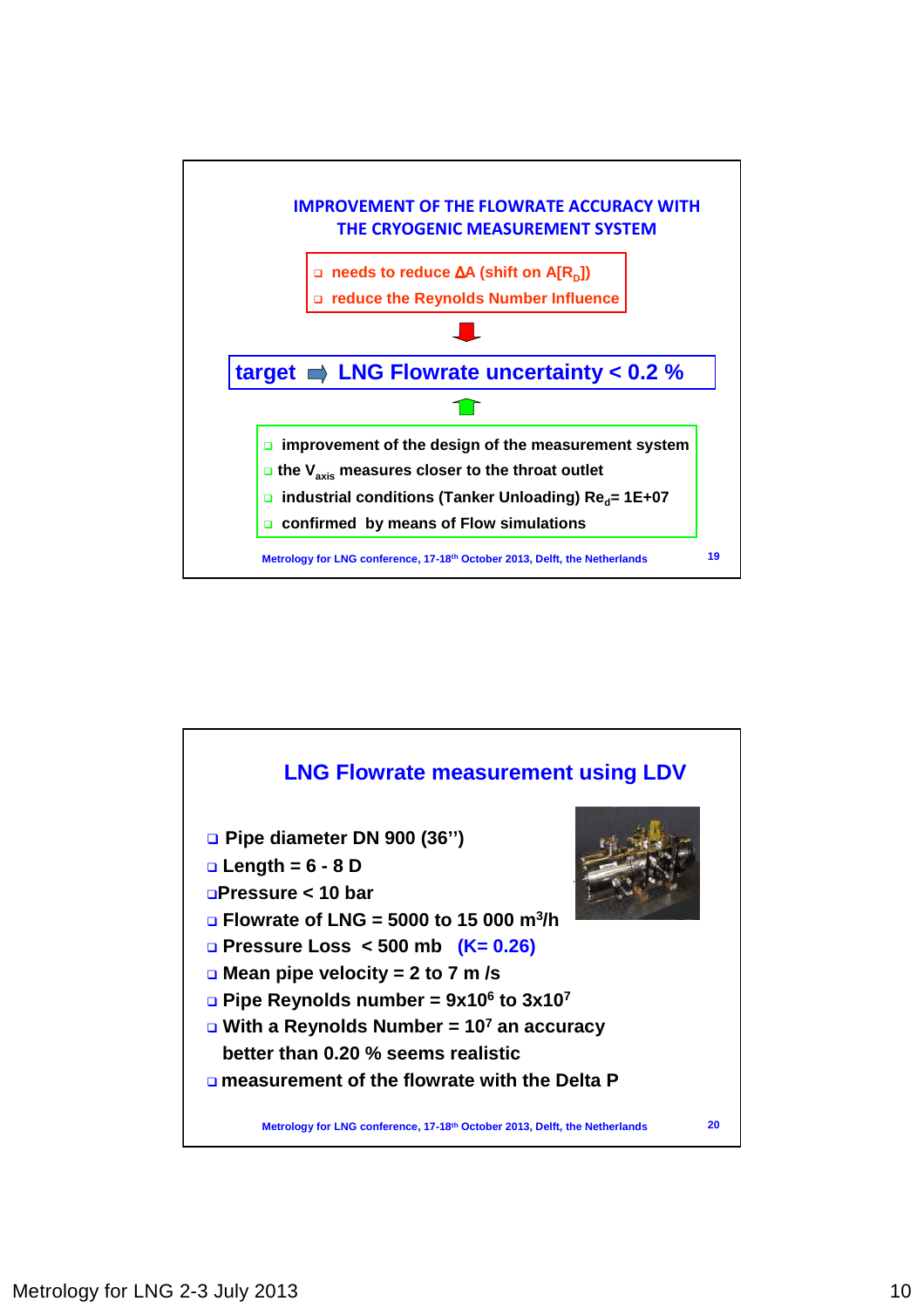## IMPROVEMENT OF THE FLOWRATE ACCURACY WITH THE CRYOGENIC MEASUREMENT SYSTEM

- needs to reduce $\Delta A$ (shift on $A[R_D]$)
- reduce the Reynolds Number Influence

**target ➡ LNG Flowrate uncertainty < 0.2 %**

- improvement of the design of the measurement system
- the $V_{axis}$ measures closer to the throat outlet
- industrial conditions (Tanker Unloading) $Re_d$= 1E+07
- confirmed by means of Flow simulations

## LNG Flowrate measurement using LDV

- Pipe diameter DN 900 (36'')
- Length = 6 - 8 D
- Pressure < 10 bar
- Flowrate of LNG = 5000 to 15 000 $m^3/h$
- Pressure Loss < 500 mb (K= 0.26)
- Mean pipe velocity = 2 to 7 m /s
- Pipe Reynolds number = $9 \times 10^6$ to $3 \times 10^7$
- With a Reynolds Number = $10^7$ an accuracy better than 0.20 % seems realistic
- measurement of the flowrate with the Delta P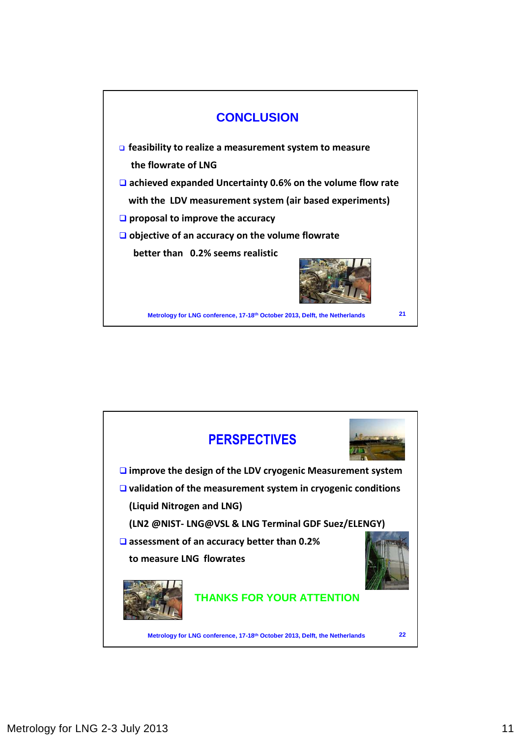## CONCLUSION

- feasibility to realize a measurement system to measure the flowrate of LNG
- achieved expanded Uncertainty 0.6% on the volume flow rate with the LDV measurement system (air based experiments)
- proposal to improve the accuracy
- objective of an accuracy on the volume flowrate better than 0.2% seems realistic

## PERSPECTIVES

- improve the design of the LDV cryogenic Measurement system
- validation of the measurement system in cryogenic conditions (Liquid Nitrogen and LNG) (LN2 @NIST- LNG@VSL & LNG Terminal GDF Suez/ELENGY)
- assessment of an accuracy better than 0.2% to measure LNG flowrates

THANKS FOR YOUR ATTENTION